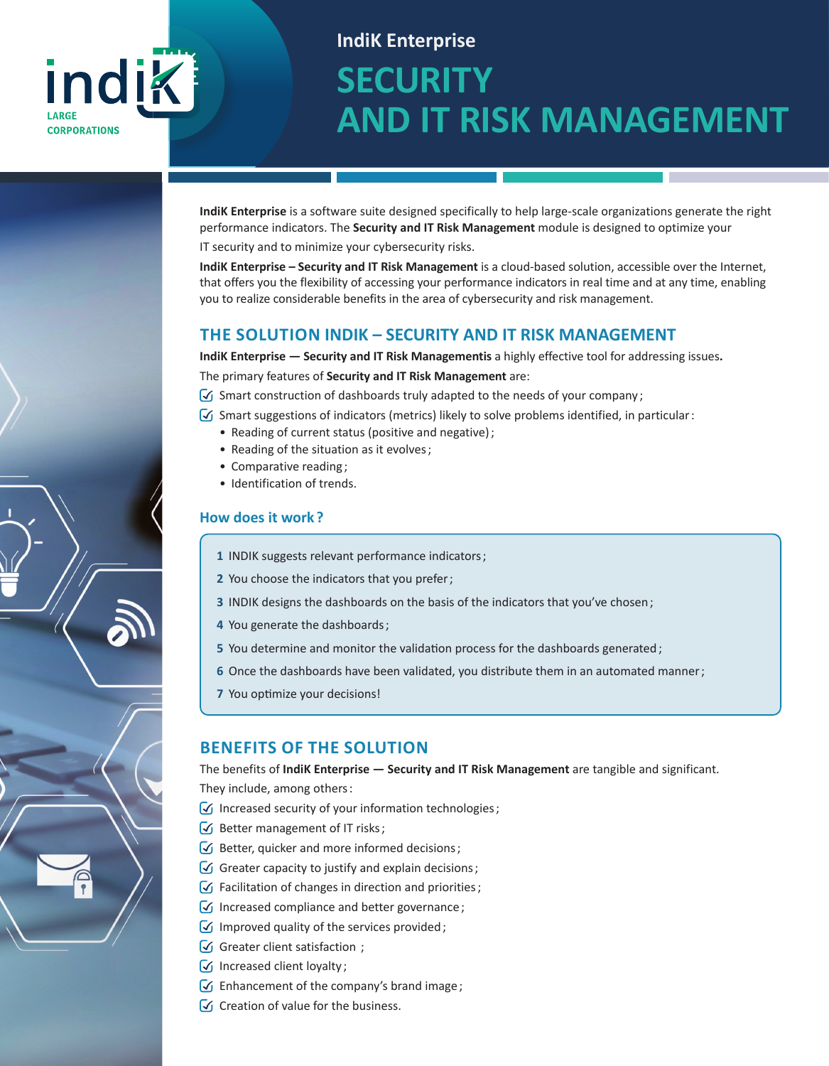indik LARGE CORPORATIONS

IndiK Enterprise

# SECURITY AND IT RISK MANAGEMENT

**IndiK Enterprise** is a software suite designed specifically to help large-scale organizations generate the right performance indicators. The **Security and IT Risk Management** module is designed to optimize your IT security and to minimize your cybersecurity risks.

**IndiK Enterprise – Security and IT Risk Management** is a cloud-based solution, accessible over the Internet, that offers you the flexibility of accessing your performance indicators in real time and at any time, enabling you to realize considerable benefits in the area of cybersecurity and risk management.

## THE SOLUTION INDIK – SECURITY AND IT RISK MANAGEMENT

**IndiK Enterprise — Security and IT Risk Managementis** a highly effective tool for addressing issues**.**

The primary features of **Security and IT Risk Management** are:

- Smart construction of dashboards truly adapted to the needs of your company ;
- Smart suggestions of indicators (metrics) likely to solve problems identified, in particular :
  - Reading of current status (positive and negative) ;
  - Reading of the situation as it evolves ;
  - Comparative reading ;
  - Identification of trends.

### How does it work ?

1. INDIK suggests relevant performance indicators ;
2. You choose the indicators that you prefer ;
3. INDIK designs the dashboards on the basis of the indicators that you've chosen ;
4. You generate the dashboards ;
5. You determine and monitor the validation process for the dashboards generated ;
6. Once the dashboards have been validated, you distribute them in an automated manner ;
7. You optimize your decisions!

## BENEFITS OF THE SOLUTION

The benefits of **IndiK Enterprise — Security and IT Risk Management** are tangible and significant. They include, among others :

- Increased security of your information technologies ;
- Better management of IT risks ;
- Better, quicker and more informed decisions ;
- Greater capacity to justify and explain decisions ;
- Facilitation of changes in direction and priorities ;
- Increased compliance and better governance ;
- Improved quality of the services provided ;
- Greater client satisfaction ;
- Increased client loyalty ;
- Enhancement of the company's brand image ;
- Creation of value for the business.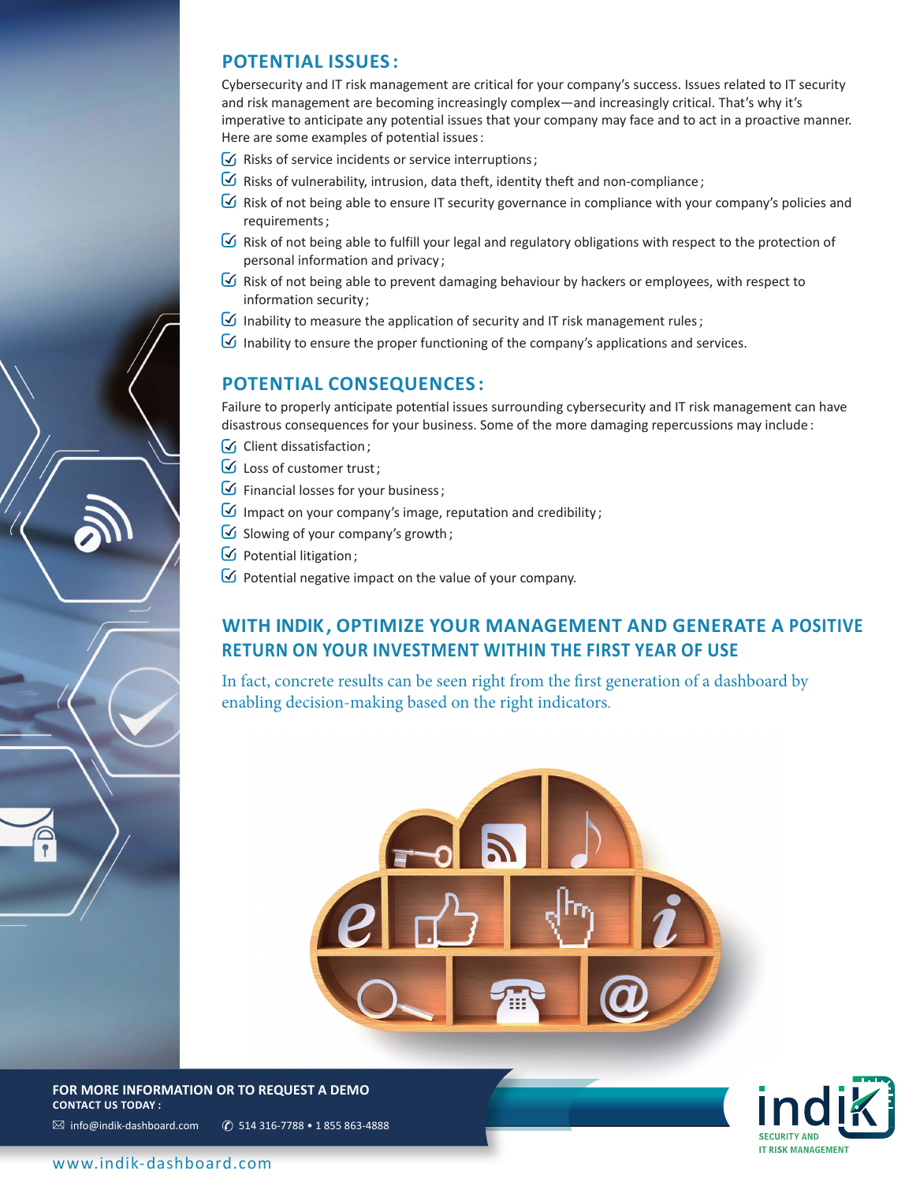## POTENTIAL ISSUES :

Cybersecurity and IT risk management are critical for your company's success. Issues related to IT security and risk management are becoming increasingly complex—and increasingly critical. That's why it's imperative to anticipate any potential issues that your company may face and to act in a proactive manner. Here are some examples of potential issues :

- Risks of service incidents or service interruptions ;
- Risks of vulnerability, intrusion, data theft, identity theft and non-compliance ;
- Risk of not being able to ensure IT security governance in compliance with your company's policies and requirements ;
- Risk of not being able to fulfill your legal and regulatory obligations with respect to the protection of personal information and privacy ;
- Risk of not being able to prevent damaging behaviour by hackers or employees, with respect to information security ;
- Inability to measure the application of security and IT risk management rules ;
- Inability to ensure the proper functioning of the company's applications and services.

## POTENTIAL CONSEQUENCES :

Failure to properly anticipate potential issues surrounding cybersecurity and IT risk management can have disastrous consequences for your business. Some of the more damaging repercussions may include :

- Client dissatisfaction ;
- Loss of customer trust ;
- Financial losses for your business ;
- Impact on your company's image, reputation and credibility ;
- Slowing of your company's growth ;
- Potential litigation ;
- Potential negative impact on the value of your company.

## WITH INDIK, OPTIMIZE YOUR MANAGEMENT AND GENERATE A POSITIVE RETURN ON YOUR INVESTMENT WITHIN THE FIRST YEAR OF USE

In fact, concrete results can be seen right from the first generation of a dashboard by enabling decision-making based on the right indicators.

**FOR MORE INFORMATION OR TO REQUEST A DEMO**
**CONTACT US TODAY :**

info@indik-dashboard.com    514 316-7788 • 1 855 863-4888

indik
SECURITY AND IT RISK MANAGEMENT

www.indik-dashboard.com